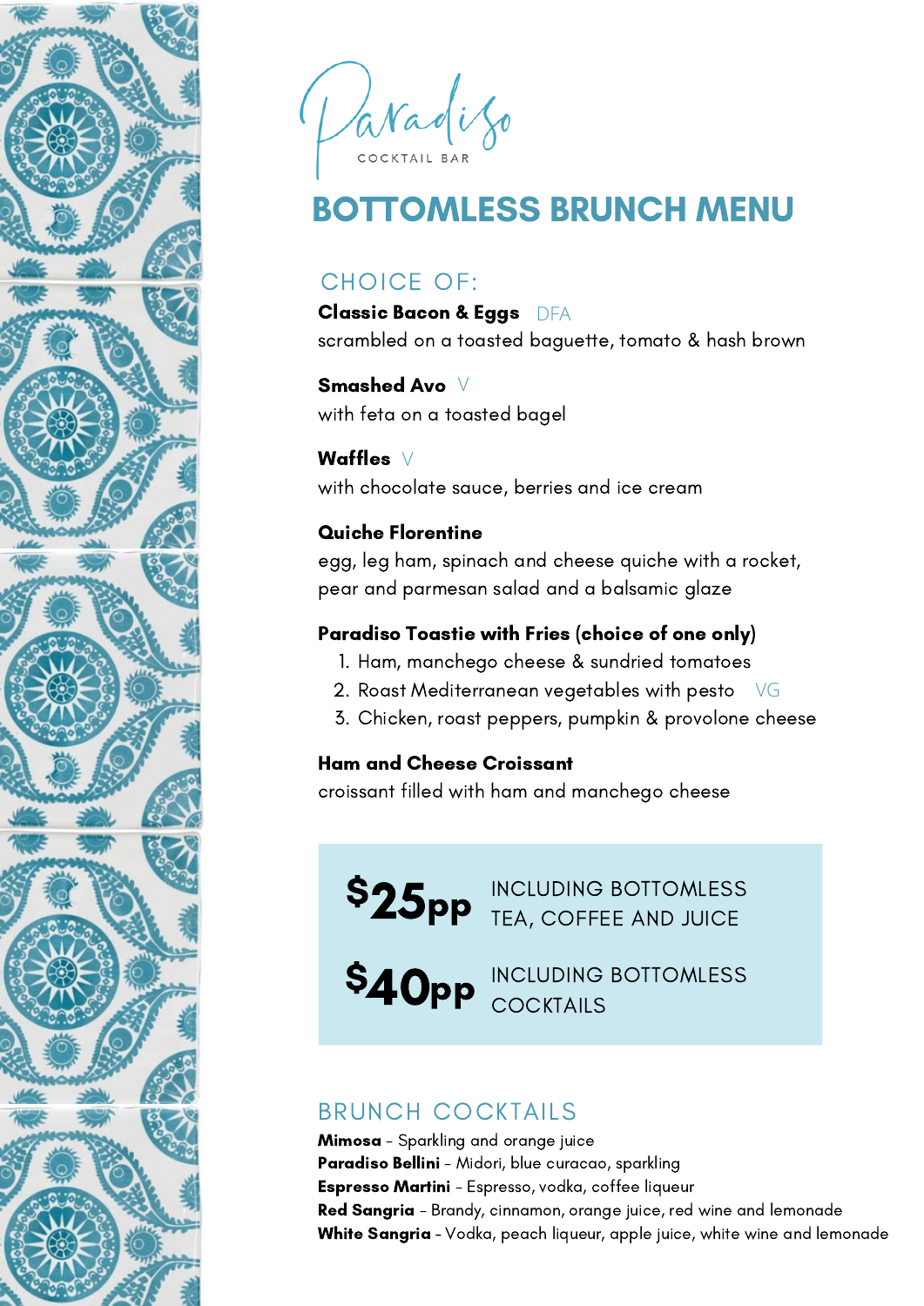Paradiso

COCKTAIL BAR

# BOTTOMLESS BRUNCH MENU

## CHOICE OF:

**Classic Bacon & Eggs** DFA
scrambled on a toasted baguette, tomato & hash brown

**Smashed Avo** V
with feta on a toasted bagel

**Waffles** V
with chocolate sauce, berries and ice cream

**Quiche Florentine**
egg, leg ham, spinach and cheese quiche with a rocket, pear and parmesan salad and a balsamic glaze

**Paradiso Toastie with Fries (choice of one only)**

1. Ham, manchego cheese & sundried tomatoes
2. Roast Mediterranean vegetables with pesto VG
3. Chicken, roast peppers, pumpkin & provolone cheese

**Ham and Cheese Croissant**
croissant filled with ham and manchego cheese

**$25pp** INCLUDING BOTTOMLESS TEA, COFFEE AND JUICE

**$40pp** INCLUDING BOTTOMLESS COCKTAILS

## BRUNCH COCKTAILS

**Mimosa** - Sparkling and orange juice
**Paradiso Bellini** - Midori, blue curacao, sparkling
**Espresso Martini** - Espresso, vodka, coffee liqueur
**Red Sangria** - Brandy, cinnamon, orange juice, red wine and lemonade
**White Sangria** - Vodka, peach liqueur, apple juice, white wine and lemonade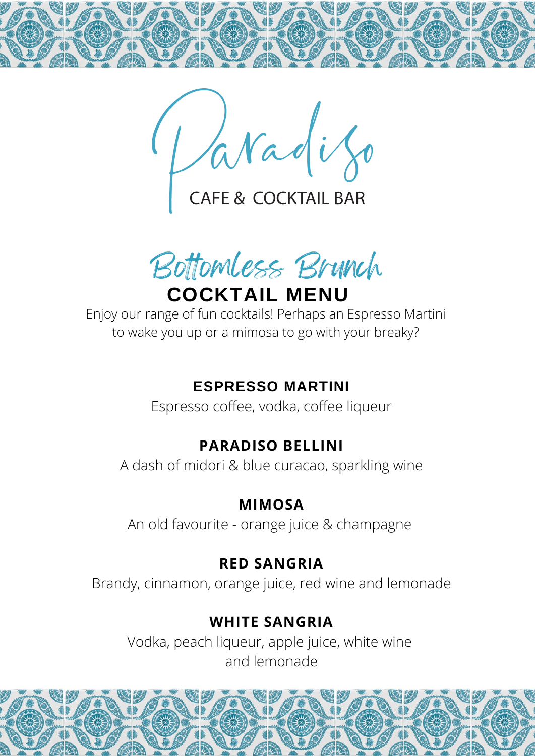# Paradiso

CAFE & COCKTAIL BAR

## Bottomless Brunch

## COCKTAIL MENU

Enjoy our range of fun cocktails! Perhaps an Espresso Martini to wake you up or a mimosa to go with your breaky?

### ESPRESSO MARTINI

Espresso coffee, vodka, coffee liqueur

### PARADISO BELLINI

A dash of midori & blue curacao, sparkling wine

### MIMOSA

An old favourite - orange juice & champagne

### RED SANGRIA

Brandy, cinnamon, orange juice, red wine and lemonade

### WHITE SANGRIA

Vodka, peach liqueur, apple juice, white wine and lemonade